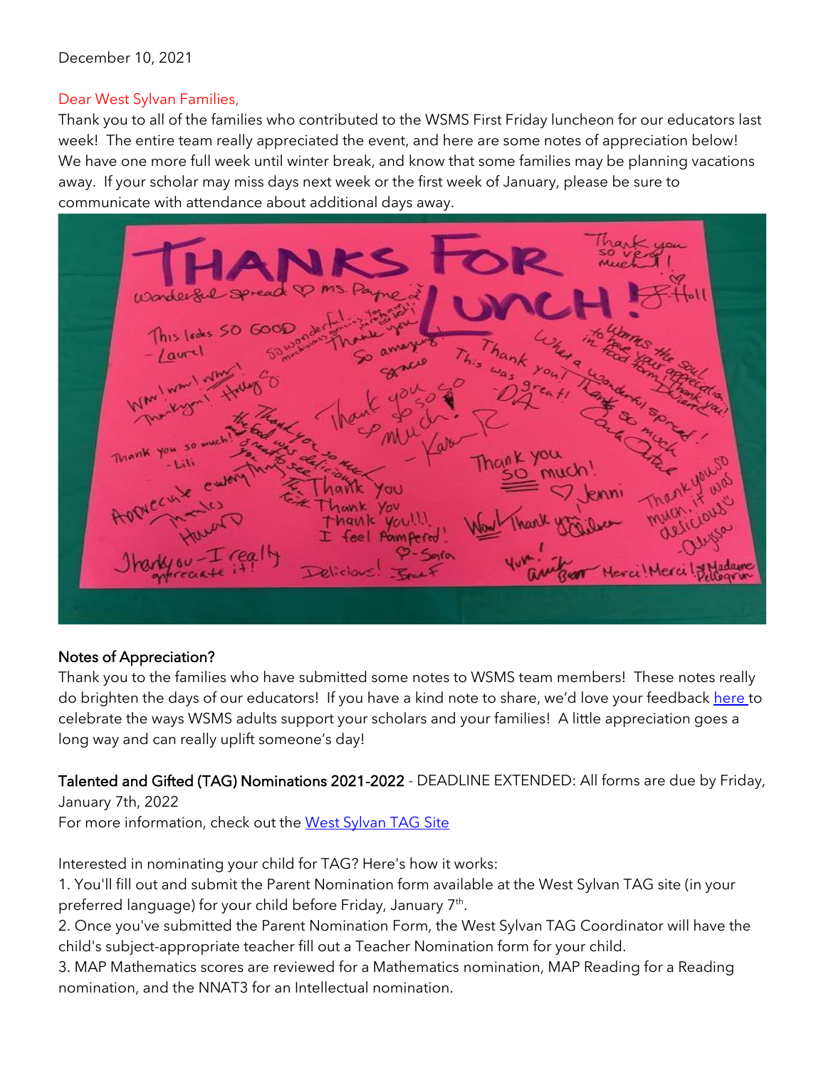December 10, 2021

Dear West Sylvan Families,

Thank you to all of the families who contributed to the WSMS First Friday luncheon for our educators last week! The entire team really appreciated the event, and here are some notes of appreciation below! We have one more full week until winter break, and know that some families may be planning vacations away. If your scholar may miss days next week or the first week of January, please be sure to communicate with attendance about additional days away.

### Notes of Appreciation?

Thank you to the families who have submitted some notes to WSMS team members! These notes really do brighten the days of our educators! If you have a kind note to share, we'd love your feedback [here](#) to celebrate the ways WSMS adults support your scholars and your families! A little appreciation goes a long way and can really uplift someone's day!

### Talented and Gifted (TAG) Nominations 2021-2022 - DEADLINE EXTENDED: All forms are due by Friday, January 7th, 2022

For more information, check out the [West Sylvan TAG Site](#)

Interested in nominating your child for TAG? Here's how it works:

1. You'll fill out and submit the Parent Nomination form available at the West Sylvan TAG site (in your preferred language) for your child before Friday, January 7th.
2. Once you've submitted the Parent Nomination Form, the West Sylvan TAG Coordinator will have the child's subject-appropriate teacher fill out a Teacher Nomination form for your child.
3. MAP Mathematics scores are reviewed for a Mathematics nomination, MAP Reading for a Reading nomination, and the NNAT3 for an Intellectual nomination.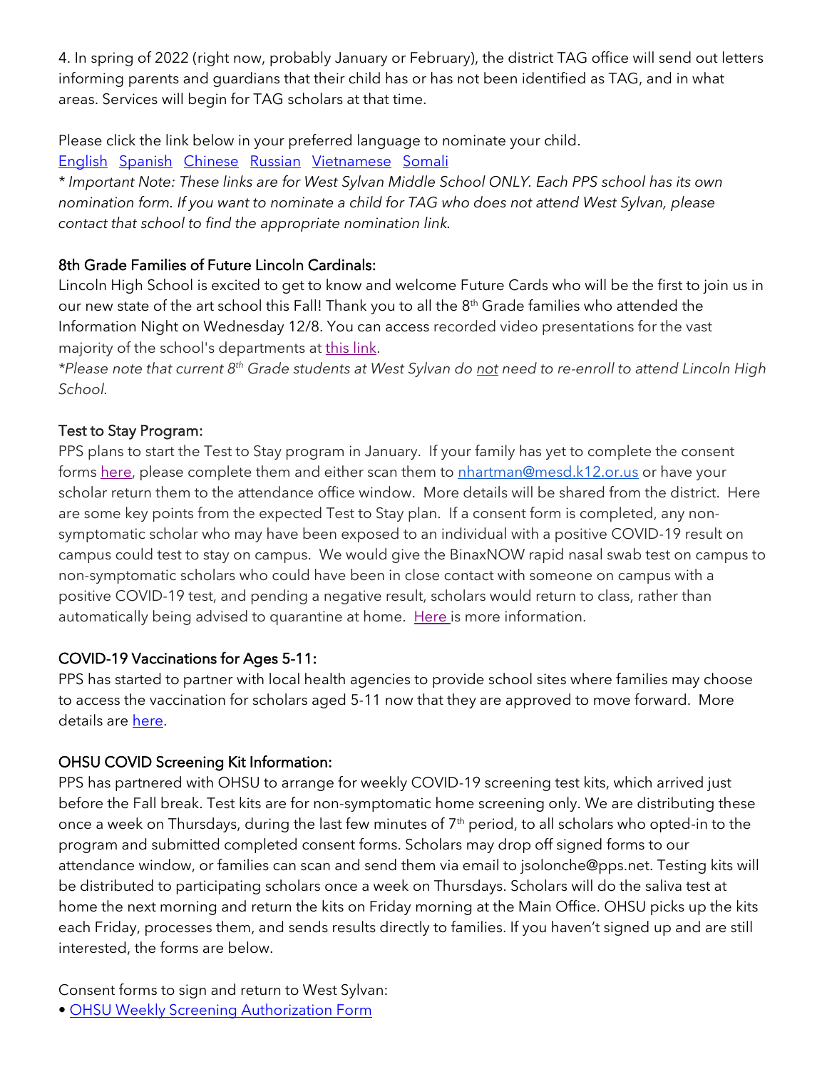4. In spring of 2022 (right now, probably January or February), the district TAG office will send out letters informing parents and guardians that their child has or has not been identified as TAG, and in what areas. Services will begin for TAG scholars at that time.

Please click the link below in your preferred language to nominate your child.
English Spanish Chinese Russian Vietnamese Somali

*\* Important Note: These links are for West Sylvan Middle School ONLY. Each PPS school has its own nomination form. If you want to nominate a child for TAG who does not attend West Sylvan, please contact that school to find the appropriate nomination link.*

### 8th Grade Families of Future Lincoln Cardinals:

Lincoln High School is excited to get to know and welcome Future Cards who will be the first to join us in our new state of the art school this Fall! Thank you to all the 8th Grade families who attended the Information Night on Wednesday 12/8. You can access recorded video presentations for the vast majority of the school's departments at this link.

*\*Please note that current 8th Grade students at West Sylvan do not need to re-enroll to attend Lincoln High School.*

### Test to Stay Program:

PPS plans to start the Test to Stay program in January. If your family has yet to complete the consent forms here, please complete them and either scan them to nhartman@mesd.k12.or.us or have your scholar return them to the attendance office window. More details will be shared from the district. Here are some key points from the expected Test to Stay plan. If a consent form is completed, any non-symptomatic scholar who may have been exposed to an individual with a positive COVID-19 result on campus could test to stay on campus. We would give the BinaxNOW rapid nasal swab test on campus to non-symptomatic scholars who could have been in close contact with someone on campus with a positive COVID-19 test, and pending a negative result, scholars would return to class, rather than automatically being advised to quarantine at home. Here is more information.

### COVID-19 Vaccinations for Ages 5-11:

PPS has started to partner with local health agencies to provide school sites where families may choose to access the vaccination for scholars aged 5-11 now that they are approved to move forward. More details are here.

### OHSU COVID Screening Kit Information:

PPS has partnered with OHSU to arrange for weekly COVID-19 screening test kits, which arrived just before the Fall break. Test kits are for non-symptomatic home screening only. We are distributing these once a week on Thursdays, during the last few minutes of 7th period, to all scholars who opted-in to the program and submitted completed consent forms. Scholars may drop off signed forms to our attendance window, or families can scan and send them via email to jsolonche@pps.net. Testing kits will be distributed to participating scholars once a week on Thursdays. Scholars will do the saliva test at home the next morning and return the kits on Friday morning at the Main Office. OHSU picks up the kits each Friday, processes them, and sends results directly to families. If you haven't signed up and are still interested, the forms are below.

Consent forms to sign and return to West Sylvan:

- OHSU Weekly Screening Authorization Form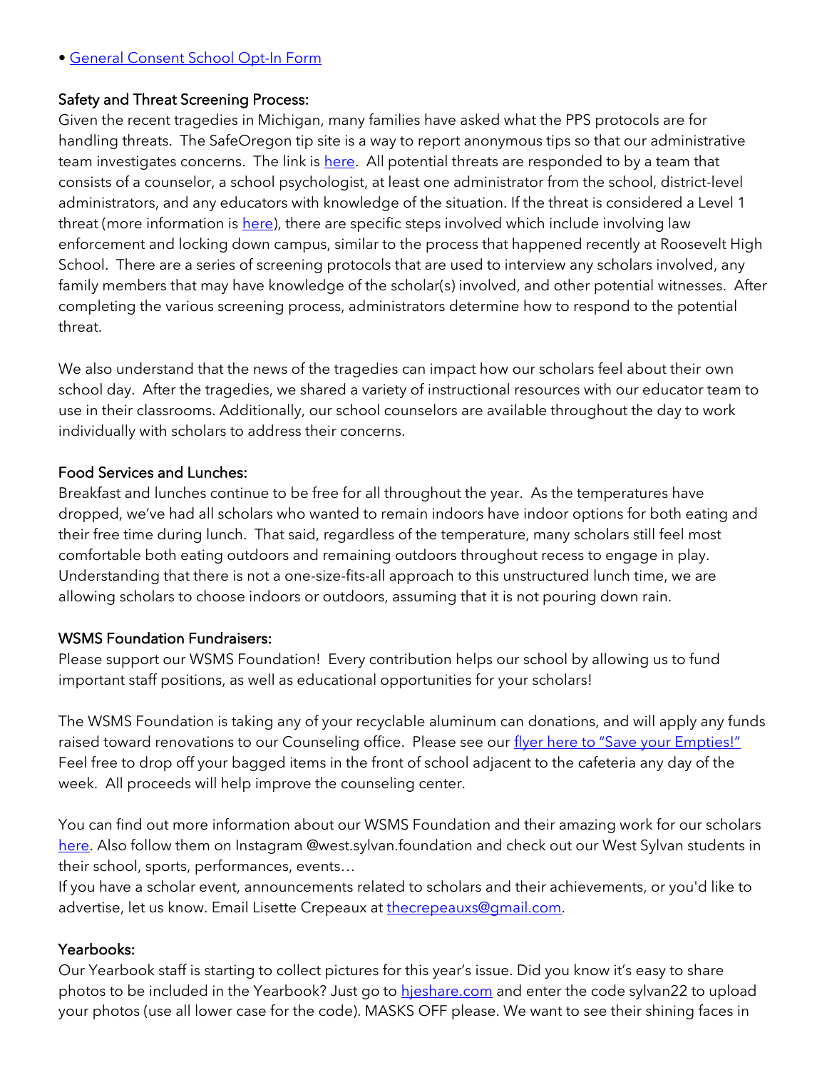• [General Consent School Opt-In Form]()

### Safety and Threat Screening Process:

Given the recent tragedies in Michigan, many families have asked what the PPS protocols are for handling threats. The SafeOregon tip site is a way to report anonymous tips so that our administrative team investigates concerns. The link is [here](). All potential threats are responded to by a team that consists of a counselor, a school psychologist, at least one administrator from the school, district-level administrators, and any educators with knowledge of the situation. If the threat is considered a Level 1 threat (more information is [here]()), there are specific steps involved which include involving law enforcement and locking down campus, similar to the process that happened recently at Roosevelt High School. There are a series of screening protocols that are used to interview any scholars involved, any family members that may have knowledge of the scholar(s) involved, and other potential witnesses. After completing the various screening process, administrators determine how to respond to the potential threat.

We also understand that the news of the tragedies can impact how our scholars feel about their own school day. After the tragedies, we shared a variety of instructional resources with our educator team to use in their classrooms. Additionally, our school counselors are available throughout the day to work individually with scholars to address their concerns.

### Food Services and Lunches:

Breakfast and lunches continue to be free for all throughout the year. As the temperatures have dropped, we've had all scholars who wanted to remain indoors have indoor options for both eating and their free time during lunch. That said, regardless of the temperature, many scholars still feel most comfortable both eating outdoors and remaining outdoors throughout recess to engage in play. Understanding that there is not a one-size-fits-all approach to this unstructured lunch time, we are allowing scholars to choose indoors or outdoors, assuming that it is not pouring down rain.

### WSMS Foundation Fundraisers:

Please support our WSMS Foundation! Every contribution helps our school by allowing us to fund important staff positions, as well as educational opportunities for your scholars!

The WSMS Foundation is taking any of your recyclable aluminum can donations, and will apply any funds raised toward renovations to our Counseling office. Please see our [flyer here to "Save your Empties!"]() Feel free to drop off your bagged items in the front of school adjacent to the cafeteria any day of the week. All proceeds will help improve the counseling center.

You can find out more information about our WSMS Foundation and their amazing work for our scholars [here](). Also follow them on Instagram @west.sylvan.foundation and check out our West Sylvan students in their school, sports, performances, events…
If you have a scholar event, announcements related to scholars and their achievements, or you'd like to advertise, let us know. Email Lisette Crepeaux at [thecrepeauxs@gmail.com](mailto:thecrepeauxs@gmail.com).

### Yearbooks:

Our Yearbook staff is starting to collect pictures for this year's issue. Did you know it's easy to share photos to be included in the Yearbook? Just go to [hjeshare.com]() and enter the code sylvan22 to upload your photos (use all lower case for the code). MASKS OFF please. We want to see their shining faces in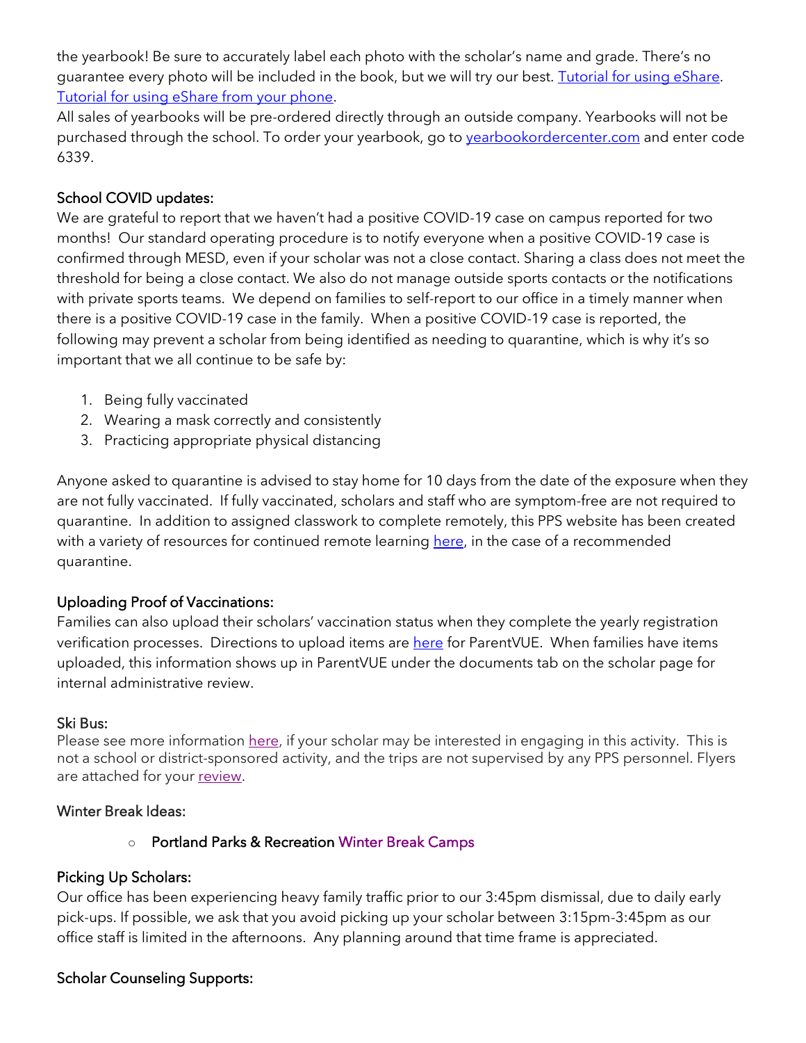the yearbook! Be sure to accurately label each photo with the scholar's name and grade. There's no guarantee every photo will be included in the book, but we will try our best. Tutorial for using eShare. Tutorial for using eShare from your phone.

All sales of yearbooks will be pre-ordered directly through an outside company. Yearbooks will not be purchased through the school. To order your yearbook, go to yearbookordercenter.com and enter code 6339.

### School COVID updates:

We are grateful to report that we haven't had a positive COVID-19 case on campus reported for two months! Our standard operating procedure is to notify everyone when a positive COVID-19 case is confirmed through MESD, even if your scholar was not a close contact. Sharing a class does not meet the threshold for being a close contact. We also do not manage outside sports contacts or the notifications with private sports teams. We depend on families to self-report to our office in a timely manner when there is a positive COVID-19 case in the family. When a positive COVID-19 case is reported, the following may prevent a scholar from being identified as needing to quarantine, which is why it's so important that we all continue to be safe by:

1. Being fully vaccinated
2. Wearing a mask correctly and consistently
3. Practicing appropriate physical distancing

Anyone asked to quarantine is advised to stay home for 10 days from the date of the exposure when they are not fully vaccinated. If fully vaccinated, scholars and staff who are symptom-free are not required to quarantine. In addition to assigned classwork to complete remotely, this PPS website has been created with a variety of resources for continued remote learning here, in the case of a recommended quarantine.

### Uploading Proof of Vaccinations:

Families can also upload their scholars' vaccination status when they complete the yearly registration verification processes. Directions to upload items are here for ParentVUE. When families have items uploaded, this information shows up in ParentVUE under the documents tab on the scholar page for internal administrative review.

### Ski Bus:

Please see more information here, if your scholar may be interested in engaging in this activity. This is not a school or district-sponsored activity, and the trips are not supervised by any PPS personnel. Flyers are attached for your review.

### Winter Break Ideas:

- Portland Parks & Recreation Winter Break Camps

### Picking Up Scholars:

Our office has been experiencing heavy family traffic prior to our 3:45pm dismissal, due to daily early pick-ups. If possible, we ask that you avoid picking up your scholar between 3:15pm-3:45pm as our office staff is limited in the afternoons. Any planning around that time frame is appreciated.

### Scholar Counseling Supports: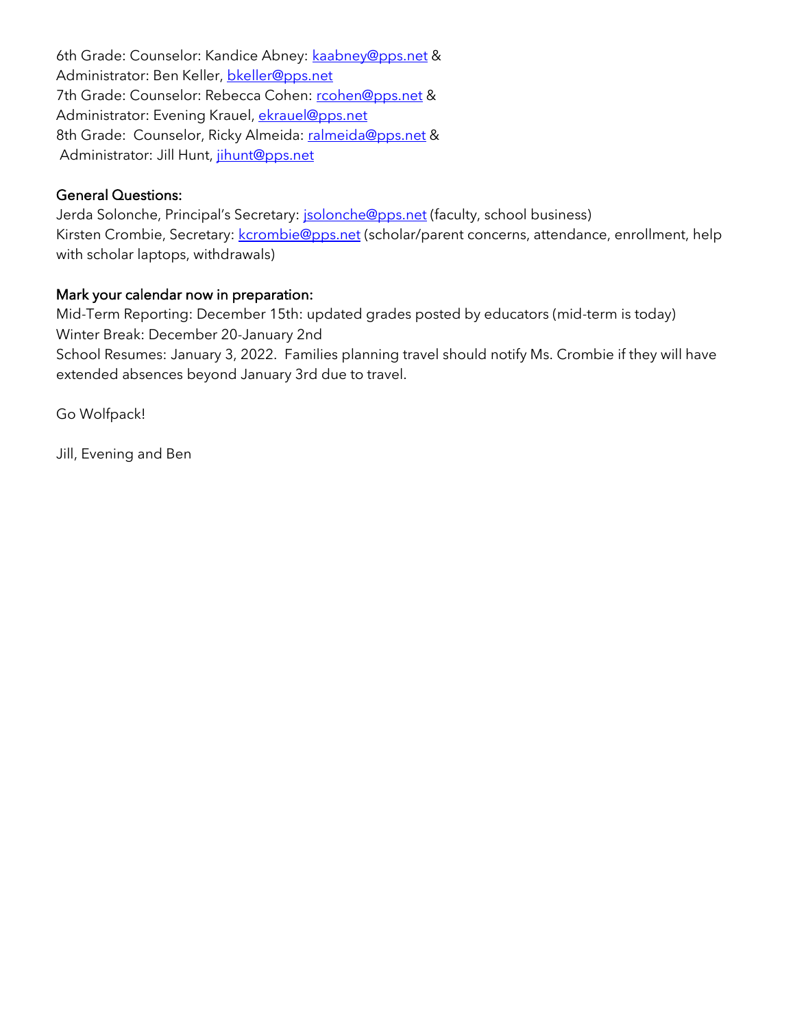6th Grade: Counselor: Kandice Abney: kaabney@pps.net &
Administrator: Ben Keller, bkeller@pps.net
7th Grade: Counselor: Rebecca Cohen: rcohen@pps.net &
Administrator: Evening Krauel, ekrauel@pps.net
8th Grade: Counselor, Ricky Almeida: ralmeida@pps.net &
Administrator: Jill Hunt, jihunt@pps.net

General Questions:
Jerda Solonche, Principal's Secretary: jsolonche@pps.net (faculty, school business)
Kirsten Crombie, Secretary: kcrombie@pps.net (scholar/parent concerns, attendance, enrollment, help with scholar laptops, withdrawals)

Mark your calendar now in preparation:
Mid-Term Reporting: December 15th: updated grades posted by educators (mid-term is today)
Winter Break: December 20-January 2nd
School Resumes: January 3, 2022. Families planning travel should notify Ms. Crombie if they will have extended absences beyond January 3rd due to travel.

Go Wolfpack!

Jill, Evening and Ben